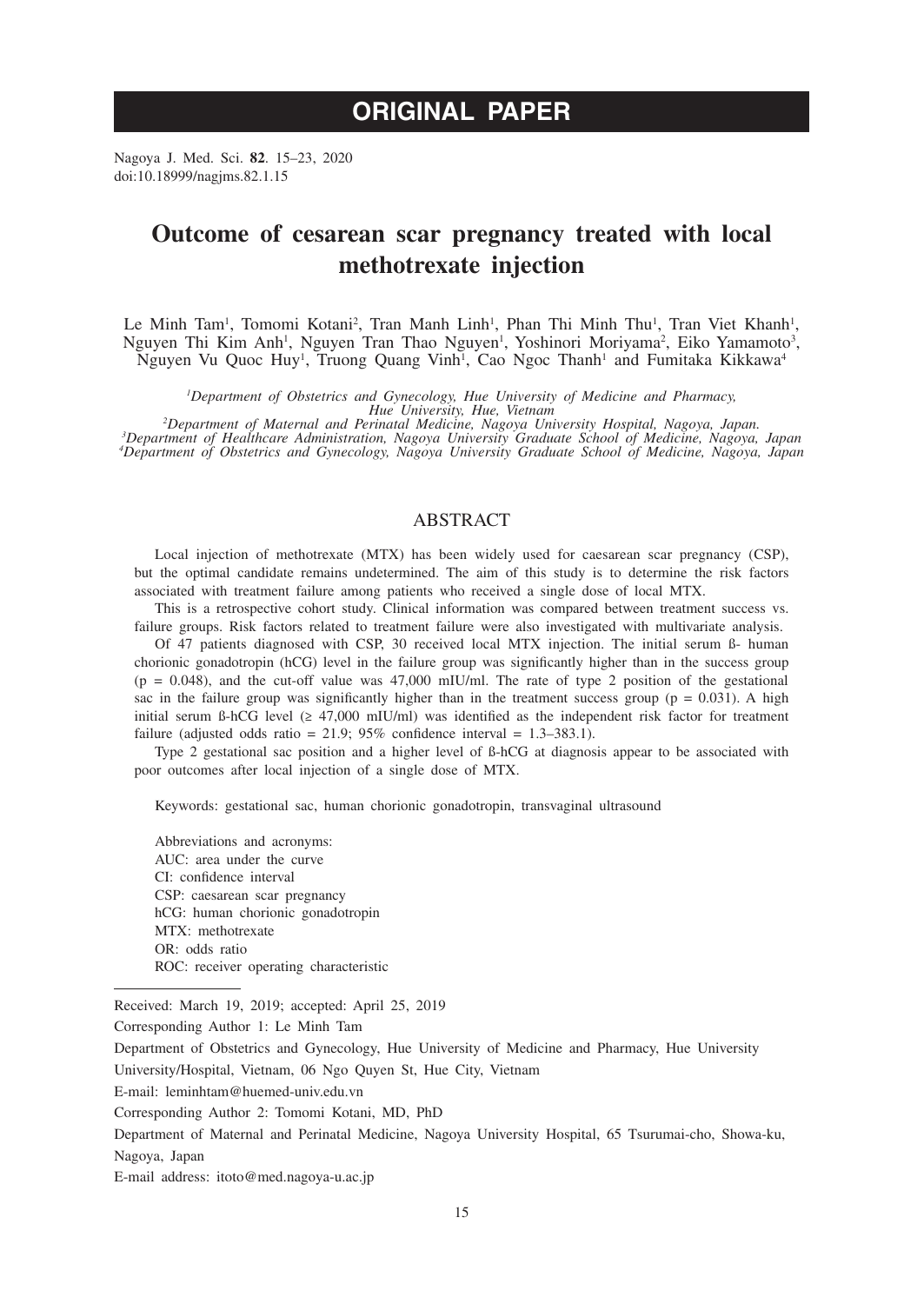**ORIGINAL PAPER**

Nagoya J. Med. Sci. **82**. 15–23, 2020
doi:10.18999/nagjms.82.1.15

# Outcome of cesarean scar pregnancy treated with local methotrexate injection

Le Minh Tam[1], Tomomi Kotani[2], Tran Manh Linh[1], Phan Thi Minh Thu[1], Tran Viet Khanh[1], Nguyen Thi Kim Anh[1], Nguyen Tran Thao Nguyen[1], Yoshinori Moriyama[2], Eiko Yamamoto[3], Nguyen Vu Quoc Huy[1], Truong Quang Vinh[1], Cao Ngoc Thanh[1] and Fumitaka Kikkawa[4]

[1]*Department of Obstetrics and Gynecology, Hue University of Medicine and Pharmacy, Hue University, Hue, Vietnam*
[2]*Department of Maternal and Perinatal Medicine, Nagoya University Hospital, Nagoya, Japan.*
[3]*Department of Healthcare Administration, Nagoya University Graduate School of Medicine, Nagoya, Japan*
[4]*Department of Obstetrics and Gynecology, Nagoya University Graduate School of Medicine, Nagoya, Japan*

## ABSTRACT

Local injection of methotrexate (MTX) has been widely used for caesarean scar pregnancy (CSP), but the optimal candidate remains undetermined. The aim of this study is to determine the risk factors associated with treatment failure among patients who received a single dose of local MTX.

This is a retrospective cohort study. Clinical information was compared between treatment success vs. failure groups. Risk factors related to treatment failure were also investigated with multivariate analysis.

Of 47 patients diagnosed with CSP, 30 received local MTX injection. The initial serum ß- human chorionic gonadotropin (hCG) level in the failure group was significantly higher than in the success group ($p = 0.048$), and the cut-off value was 47,000 mIU/ml. The rate of type 2 position of the gestational sac in the failure group was significantly higher than in the treatment success group ($p = 0.031$). A high initial serum ß-hCG level ($\geq$ 47,000 mIU/ml) was identified as the independent risk factor for treatment failure (adjusted odds ratio = 21.9; 95% confidence interval = 1.3–383.1).

Type 2 gestational sac position and a higher level of ß-hCG at diagnosis appear to be associated with poor outcomes after local injection of a single dose of MTX.

Keywords: gestational sac, human chorionic gonadotropin, transvaginal ultrasound

Abbreviations and acronyms:
AUC: area under the curve
CI: confidence interval
CSP: caesarean scar pregnancy
hCG: human chorionic gonadotropin
MTX: methotrexate
OR: odds ratio
ROC: receiver operating characteristic

Received: March 19, 2019; accepted: April 25, 2019

Corresponding Author 1: Le Minh Tam

Department of Obstetrics and Gynecology, Hue University of Medicine and Pharmacy, Hue University University/Hospital, Vietnam, 06 Ngo Quyen St, Hue City, Vietnam

E-mail: leminhtam@huemed-univ.edu.vn

Corresponding Author 2: Tomomi Kotani, MD, PhD

Department of Maternal and Perinatal Medicine, Nagoya University Hospital, 65 Tsurumai-cho, Showa-ku, Nagoya, Japan

E-mail address: itoto@med.nagoya-u.ac.jp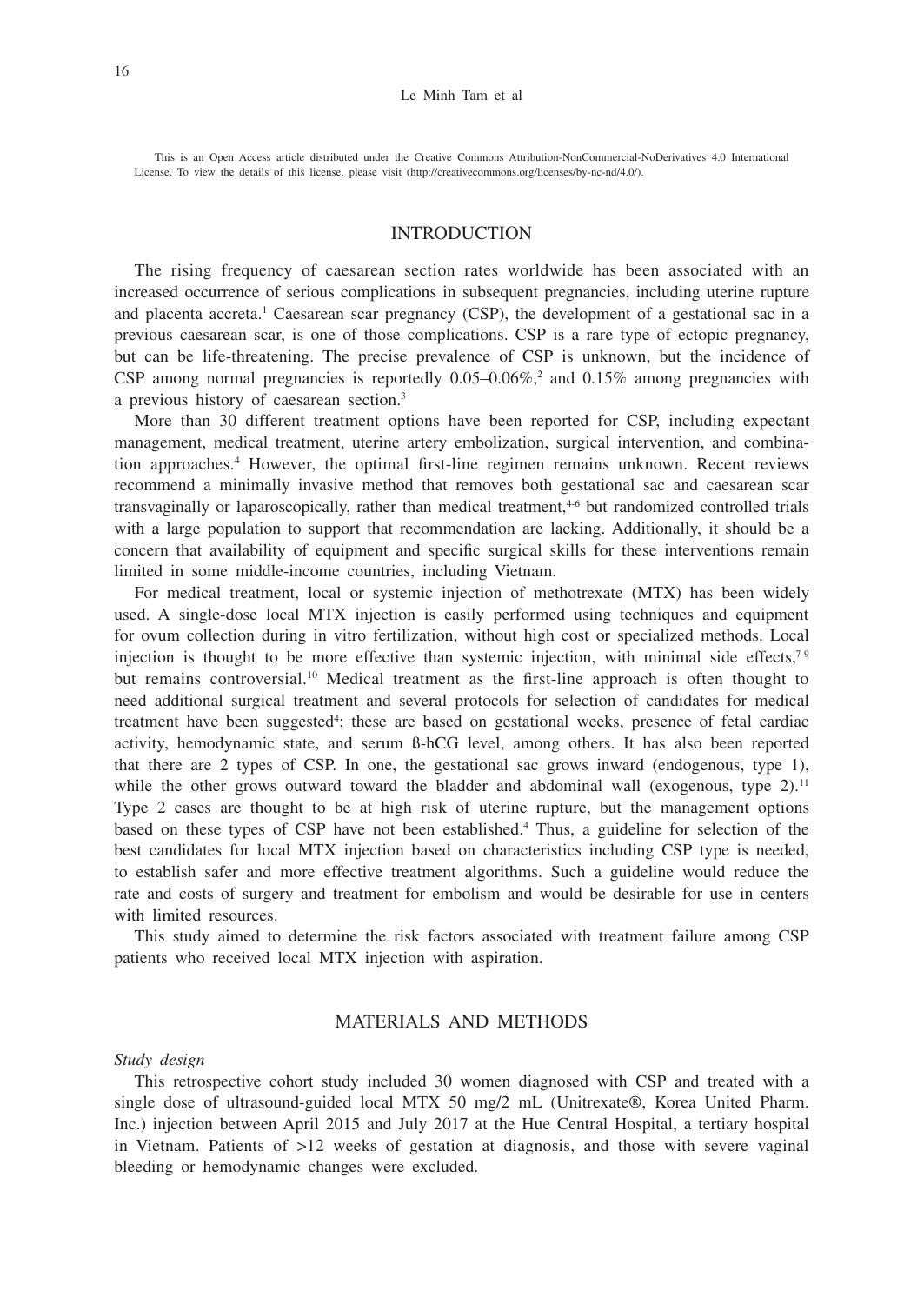This is an Open Access article distributed under the Creative Commons Attribution-NonCommercial-NoDerivatives 4.0 International License. To view the details of this license, please visit (http://creativecommons.org/licenses/by-nc-nd/4.0/).

## INTRODUCTION

The rising frequency of caesarean section rates worldwide has been associated with an increased occurrence of serious complications in subsequent pregnancies, including uterine rupture and placenta accreta.[1] Caesarean scar pregnancy (CSP), the development of a gestational sac in a previous caesarean scar, is one of those complications. CSP is a rare type of ectopic pregnancy, but can be life-threatening. The precise prevalence of CSP is unknown, but the incidence of CSP among normal pregnancies is reportedly 0.05–0.06%,[2] and 0.15% among pregnancies with a previous history of caesarean section.[3]

More than 30 different treatment options have been reported for CSP, including expectant management, medical treatment, uterine artery embolization, surgical intervention, and combination approaches.[4] However, the optimal first-line regimen remains unknown. Recent reviews recommend a minimally invasive method that removes both gestational sac and caesarean scar transvaginally or laparoscopically, rather than medical treatment,[4-6] but randomized controlled trials with a large population to support that recommendation are lacking. Additionally, it should be a concern that availability of equipment and specific surgical skills for these interventions remain limited in some middle-income countries, including Vietnam.

For medical treatment, local or systemic injection of methotrexate (MTX) has been widely used. A single-dose local MTX injection is easily performed using techniques and equipment for ovum collection during in vitro fertilization, without high cost or specialized methods. Local injection is thought to be more effective than systemic injection, with minimal side effects,[7-9] but remains controversial.[10] Medical treatment as the first-line approach is often thought to need additional surgical treatment and several protocols for selection of candidates for medical treatment have been suggested[4]; these are based on gestational weeks, presence of fetal cardiac activity, hemodynamic state, and serum ß-hCG level, among others. It has also been reported that there are 2 types of CSP. In one, the gestational sac grows inward (endogenous, type 1), while the other grows outward toward the bladder and abdominal wall (exogenous, type 2).[11] Type 2 cases are thought to be at high risk of uterine rupture, but the management options based on these types of CSP have not been established.[4] Thus, a guideline for selection of the best candidates for local MTX injection based on characteristics including CSP type is needed, to establish safer and more effective treatment algorithms. Such a guideline would reduce the rate and costs of surgery and treatment for embolism and would be desirable for use in centers with limited resources.

This study aimed to determine the risk factors associated with treatment failure among CSP patients who received local MTX injection with aspiration.

## MATERIALS AND METHODS

### *Study design*

This retrospective cohort study included 30 women diagnosed with CSP and treated with a single dose of ultrasound-guided local MTX 50 mg/2 mL (Unitrexate®, Korea United Pharm. Inc.) injection between April 2015 and July 2017 at the Hue Central Hospital, a tertiary hospital in Vietnam. Patients of >12 weeks of gestation at diagnosis, and those with severe vaginal bleeding or hemodynamic changes were excluded.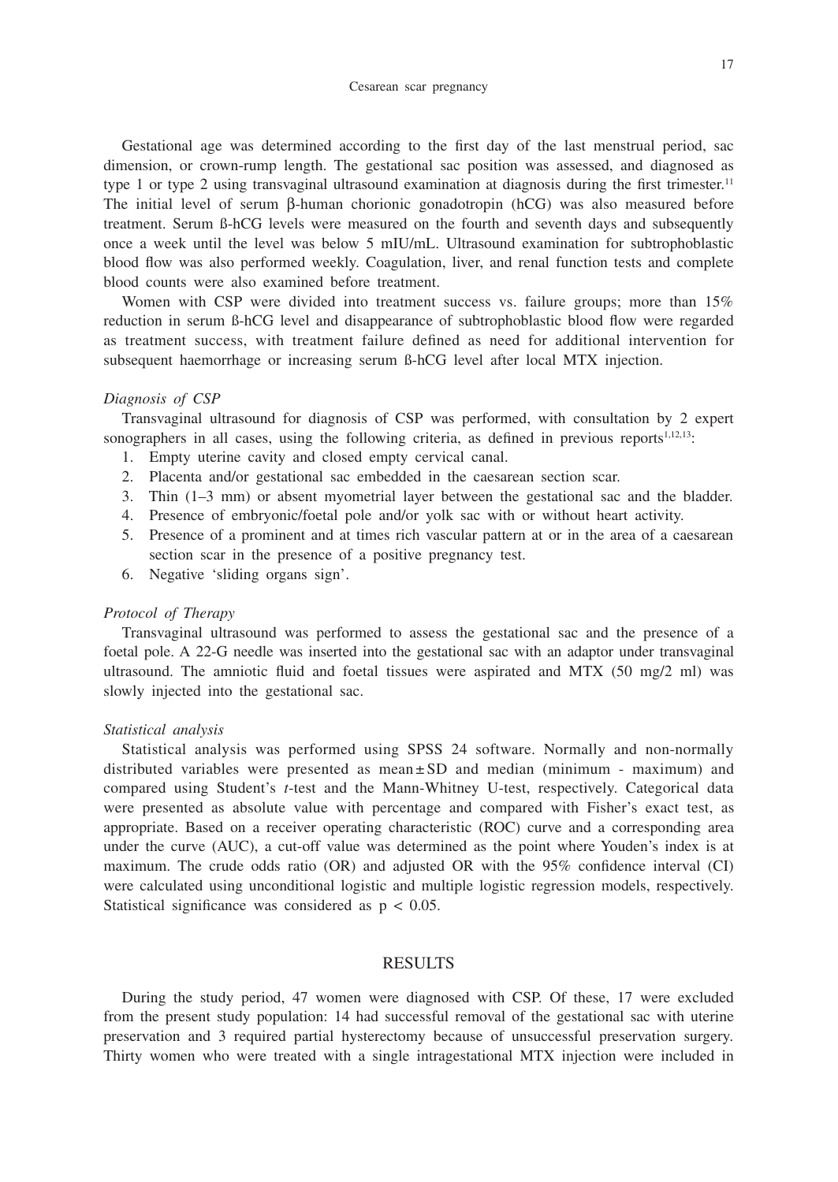Gestational age was determined according to the first day of the last menstrual period, sac dimension, or crown-rump length. The gestational sac position was assessed, and diagnosed as type 1 or type 2 using transvaginal ultrasound examination at diagnosis during the first trimester.[11] The initial level of serum β-human chorionic gonadotropin (hCG) was also measured before treatment. Serum ß-hCG levels were measured on the fourth and seventh days and subsequently once a week until the level was below 5 mIU/mL. Ultrasound examination for subtrophoblastic blood flow was also performed weekly. Coagulation, liver, and renal function tests and complete blood counts were also examined before treatment.

Women with CSP were divided into treatment success vs. failure groups; more than 15% reduction in serum ß-hCG level and disappearance of subtrophoblastic blood flow were regarded as treatment success, with treatment failure defined as need for additional intervention for subsequent haemorrhage or increasing serum ß-hCG level after local MTX injection.

*Diagnosis of CSP*

Transvaginal ultrasound for diagnosis of CSP was performed, with consultation by 2 expert sonographers in all cases, using the following criteria, as defined in previous reports[1,12,13]:

1. Empty uterine cavity and closed empty cervical canal.
2. Placenta and/or gestational sac embedded in the caesarean section scar.
3. Thin (1–3 mm) or absent myometrial layer between the gestational sac and the bladder.
4. Presence of embryonic/foetal pole and/or yolk sac with or without heart activity.
5. Presence of a prominent and at times rich vascular pattern at or in the area of a caesarean section scar in the presence of a positive pregnancy test.
6. Negative 'sliding organs sign'.

*Protocol of Therapy*

Transvaginal ultrasound was performed to assess the gestational sac and the presence of a foetal pole. A 22-G needle was inserted into the gestational sac with an adaptor under transvaginal ultrasound. The amniotic fluid and foetal tissues were aspirated and MTX (50 mg/2 ml) was slowly injected into the gestational sac.

*Statistical analysis*

Statistical analysis was performed using SPSS 24 software. Normally and non-normally distributed variables were presented as mean ± SD and median (minimum - maximum) and compared using Student's *t*-test and the Mann-Whitney U-test, respectively. Categorical data were presented as absolute value with percentage and compared with Fisher's exact test, as appropriate. Based on a receiver operating characteristic (ROC) curve and a corresponding area under the curve (AUC), a cut-off value was determined as the point where Youden's index is at maximum. The crude odds ratio (OR) and adjusted OR with the 95% confidence interval (CI) were calculated using unconditional logistic and multiple logistic regression models, respectively. Statistical significance was considered as $p < 0.05$.

## RESULTS

During the study period, 47 women were diagnosed with CSP. Of these, 17 were excluded from the present study population: 14 had successful removal of the gestational sac with uterine preservation and 3 required partial hysterectomy because of unsuccessful preservation surgery. Thirty women who were treated with a single intragestational MTX injection were included in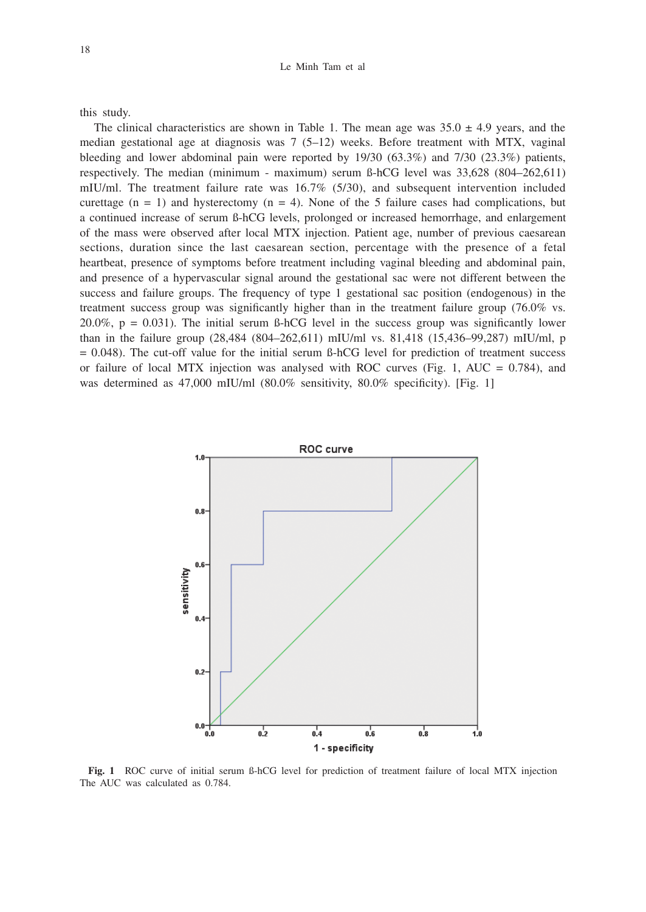this study.

The clinical characteristics are shown in Table 1. The mean age was 35.0 ± 4.9 years, and the median gestational age at diagnosis was 7 (5–12) weeks. Before treatment with MTX, vaginal bleeding and lower abdominal pain were reported by 19/30 (63.3%) and 7/30 (23.3%) patients, respectively. The median (minimum - maximum) serum ß-hCG level was 33,628 (804–262,611) mIU/ml. The treatment failure rate was 16.7% (5/30), and subsequent intervention included curettage (n = 1) and hysterectomy (n = 4). None of the 5 failure cases had complications, but a continued increase of serum ß-hCG levels, prolonged or increased hemorrhage, and enlargement of the mass were observed after local MTX injection. Patient age, number of previous caesarean sections, duration since the last caesarean section, percentage with the presence of a fetal heartbeat, presence of symptoms before treatment including vaginal bleeding and abdominal pain, and presence of a hypervascular signal around the gestational sac were not different between the success and failure groups. The frequency of type 1 gestational sac position (endogenous) in the treatment success group was significantly higher than in the treatment failure group (76.0% vs. 20.0%, $p = 0.031$). The initial serum ß-hCG level in the success group was significantly lower than in the failure group (28,484 (804–262,611) mIU/ml vs. 81,418 (15,436–99,287) mIU/ml, $p = 0.048$). The cut-off value for the initial serum ß-hCG level for prediction of treatment success or failure of local MTX injection was analysed with ROC curves (Fig. 1, AUC = 0.784), and was determined as 47,000 mIU/ml (80.0% sensitivity, 80.0% specificity). [Fig. 1]

**Fig. 1** ROC curve of initial serum ß-hCG level for prediction of treatment failure of local MTX injection
The AUC was calculated as 0.784.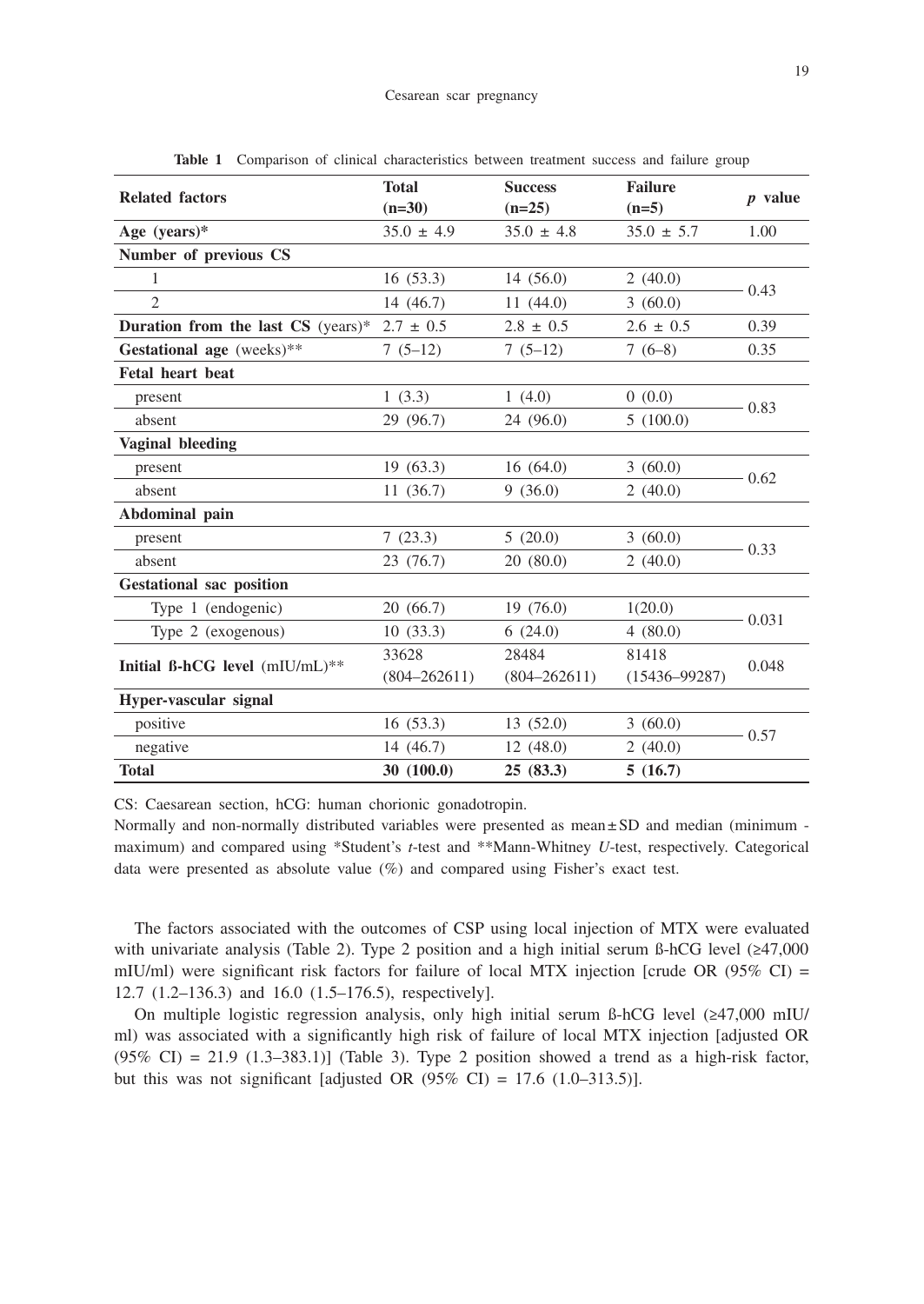**Table 1** Comparison of clinical characteristics between treatment success and failure group

| Related factors | Total (n=30) | Success (n=25) | Failure (n=5) | *p* value |
|---|---|---|---|---|
| **Age (years)*** | 35.0 ± 4.9 | 35.0 ± 4.8 | 35.0 ± 5.7 | 1.00 |
| **Number of previous CS** | | | | |
| 1 | 16 (53.3) | 14 (56.0) | 2 (40.0) | 0.43 |
| 2 | 14 (46.7) | 11 (44.0) | 3 (60.0) | |
| **Duration from the last CS** (years)* | 2.7 ± 0.5 | 2.8 ± 0.5 | 2.6 ± 0.5 | 0.39 |
| **Gestational age** (weeks)** | 7 (5–12) | 7 (5–12) | 7 (6–8) | 0.35 |
| **Fetal heart beat** | | | | |
| present | 1 (3.3) | 1 (4.0) | 0 (0.0) | 0.83 |
| absent | 29 (96.7) | 24 (96.0) | 5 (100.0) | |
| **Vaginal bleeding** | | | | |
| present | 19 (63.3) | 16 (64.0) | 3 (60.0) | 0.62 |
| absent | 11 (36.7) | 9 (36.0) | 2 (40.0) | |
| **Abdominal pain** | | | | |
| present | 7 (23.3) | 5 (20.0) | 3 (60.0) | 0.33 |
| absent | 23 (76.7) | 20 (80.0) | 2 (40.0) | |
| **Gestational sac position** | | | | |
| Type 1 (endogenic) | 20 (66.7) | 19 (76.0) | 1(20.0) | 0.031 |
| Type 2 (exogenous) | 10 (33.3) | 6 (24.0) | 4 (80.0) | |
| **Initial ß-hCG level** (mIU/mL)** | 33628 (804–262611) | 28484 (804–262611) | 81418 (15436–99287) | 0.048 |
| **Hyper-vascular signal** | | | | |
| positive | 16 (53.3) | 13 (52.0) | 3 (60.0) | 0.57 |
| negative | 14 (46.7) | 12 (48.0) | 2 (40.0) | |
| **Total** | **30 (100.0)** | **25 (83.3)** | **5 (16.7)** | |

CS: Caesarean section, hCG: human chorionic gonadotropin.
Normally and non-normally distributed variables were presented as mean ± SD and median (minimum - maximum) and compared using *Student's *t*-test and **Mann-Whitney *U*-test, respectively. Categorical data were presented as absolute value (%) and compared using Fisher's exact test.

The factors associated with the outcomes of CSP using local injection of MTX were evaluated with univariate analysis (Table 2). Type 2 position and a high initial serum ß-hCG level (≥47,000 mIU/ml) were significant risk factors for failure of local MTX injection [crude OR (95% CI) = 12.7 (1.2–136.3) and 16.0 (1.5–176.5), respectively].

On multiple logistic regression analysis, only high initial serum ß-hCG level (≥47,000 mIU/ml) was associated with a significantly high risk of failure of local MTX injection [adjusted OR (95% CI) = 21.9 (1.3–383.1)] (Table 3). Type 2 position showed a trend as a high-risk factor, but this was not significant [adjusted OR (95% CI) = 17.6 (1.0–313.5)].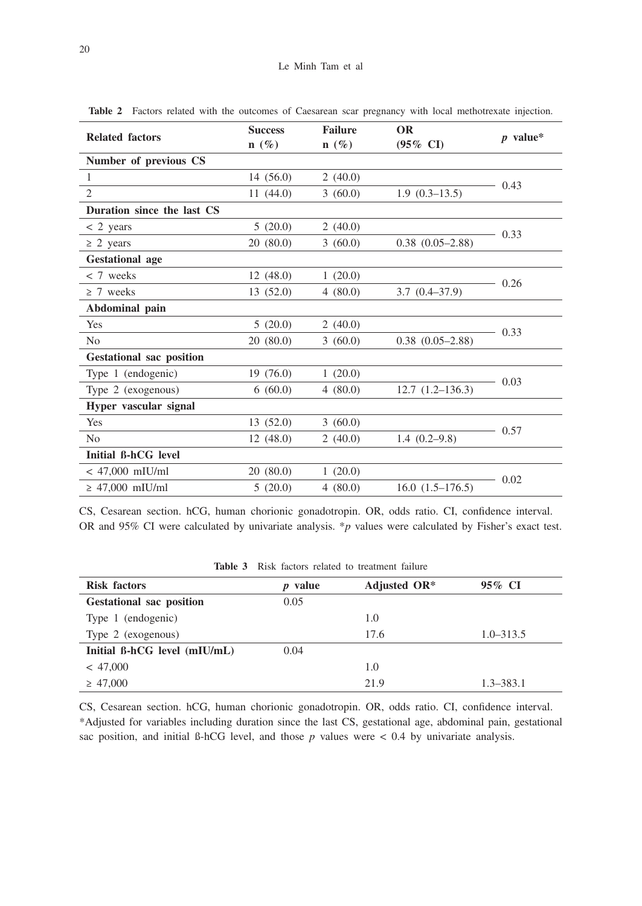**Table 2** Factors related with the outcomes of Caesarean scar pregnancy with local methotrexate injection.

| Related factors | Success n (%) | Failure n (%) | OR (95% CI) | *p* value* |
|---|---|---|---|---|
| **Number of previous CS** | | | | |
| 1 | 14 (56.0) | 2 (40.0) | | 0.43 |
| 2 | 11 (44.0) | 3 (60.0) | 1.9 (0.3–13.5) | |
| **Duration since the last CS** | | | | |
| < 2 years | 5 (20.0) | 2 (40.0) | | 0.33 |
| ≥ 2 years | 20 (80.0) | 3 (60.0) | 0.38 (0.05–2.88) | |
| **Gestational age** | | | | |
| < 7 weeks | 12 (48.0) | 1 (20.0) | | 0.26 |
| ≥ 7 weeks | 13 (52.0) | 4 (80.0) | 3.7 (0.4–37.9) | |
| **Abdominal pain** | | | | |
| Yes | 5 (20.0) | 2 (40.0) | | 0.33 |
| No | 20 (80.0) | 3 (60.0) | 0.38 (0.05–2.88) | |
| **Gestational sac position** | | | | |
| Type 1 (endogenic) | 19 (76.0) | 1 (20.0) | | 0.03 |
| Type 2 (exogenous) | 6 (60.0) | 4 (80.0) | 12.7 (1.2–136.3) | |
| **Hyper vascular signal** | | | | |
| Yes | 13 (52.0) | 3 (60.0) | | 0.57 |
| No | 12 (48.0) | 2 (40.0) | 1.4 (0.2–9.8) | |
| **Initial ß-hCG level** | | | | |
| < 47,000 mIU/ml | 20 (80.0) | 1 (20.0) | | 0.02 |
| ≥ 47,000 mIU/ml | 5 (20.0) | 4 (80.0) | 16.0 (1.5–176.5) | |

CS, Cesarean section. hCG, human chorionic gonadotropin. OR, odds ratio. CI, confidence interval. OR and 95% CI were calculated by univariate analysis. **p* values were calculated by Fisher's exact test.

**Table 3** Risk factors related to treatment failure

| Risk factors | *p* value | Adjusted OR* | 95% CI |
|---|---|---|---|
| **Gestational sac position** | 0.05 | | |
| Type 1 (endogenic) | | 1.0 | |
| Type 2 (exogenous) | | 17.6 | 1.0–313.5 |
| **Initial ß-hCG level (mIU/mL)** | 0.04 | | |
| < 47,000 | | 1.0 | |
| ≥ 47,000 | | 21.9 | 1.3–383.1 |

CS, Cesarean section. hCG, human chorionic gonadotropin. OR, odds ratio. CI, confidence interval.
*Adjusted for variables including duration since the last CS, gestational age, abdominal pain, gestational sac position, and initial ß-hCG level, and those *p* values were < 0.4 by univariate analysis.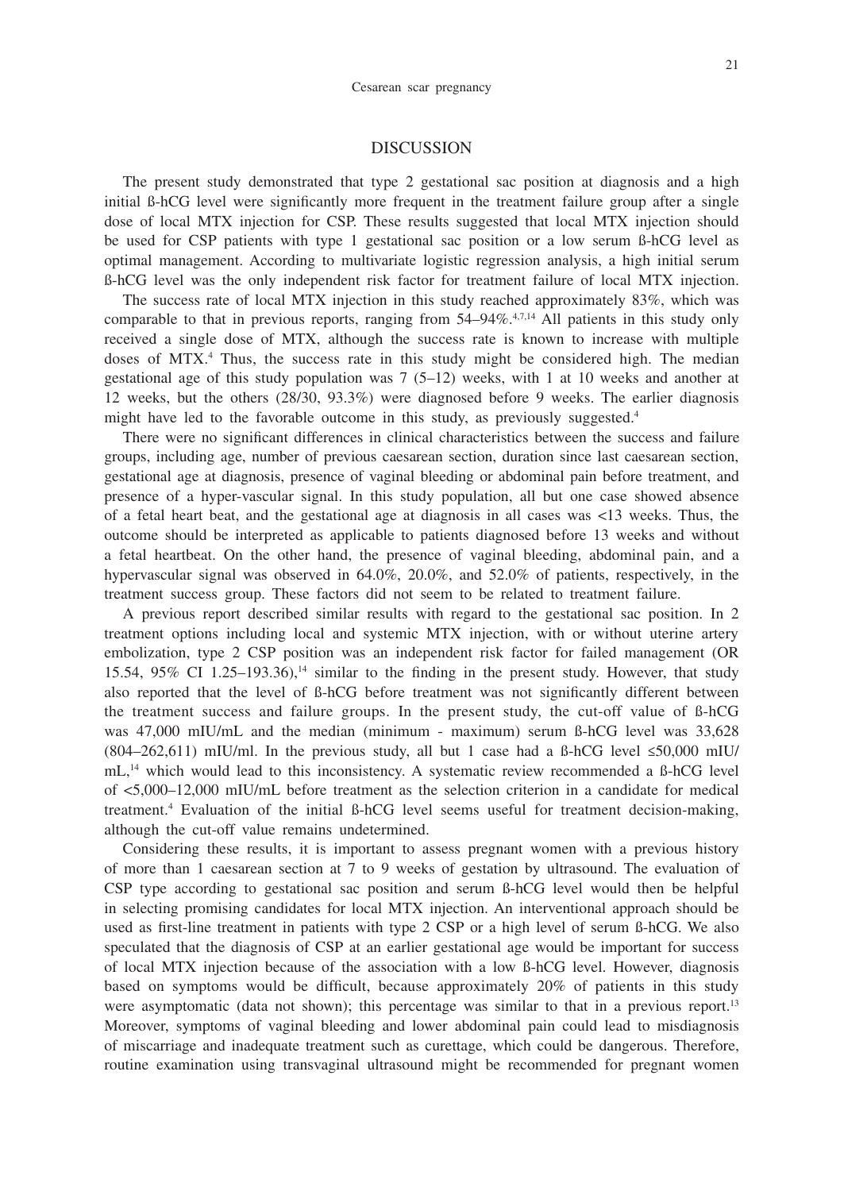## DISCUSSION

The present study demonstrated that type 2 gestational sac position at diagnosis and a high initial ß-hCG level were significantly more frequent in the treatment failure group after a single dose of local MTX injection for CSP. These results suggested that local MTX injection should be used for CSP patients with type 1 gestational sac position or a low serum ß-hCG level as optimal management. According to multivariate logistic regression analysis, a high initial serum ß-hCG level was the only independent risk factor for treatment failure of local MTX injection.

The success rate of local MTX injection in this study reached approximately 83%, which was comparable to that in previous reports, ranging from 54–94%.[4,7,14] All patients in this study only received a single dose of MTX, although the success rate is known to increase with multiple doses of MTX.[4] Thus, the success rate in this study might be considered high. The median gestational age of this study population was 7 (5–12) weeks, with 1 at 10 weeks and another at 12 weeks, but the others (28/30, 93.3%) were diagnosed before 9 weeks. The earlier diagnosis might have led to the favorable outcome in this study, as previously suggested.[4]

There were no significant differences in clinical characteristics between the success and failure groups, including age, number of previous caesarean section, duration since last caesarean section, gestational age at diagnosis, presence of vaginal bleeding or abdominal pain before treatment, and presence of a hyper-vascular signal. In this study population, all but one case showed absence of a fetal heart beat, and the gestational age at diagnosis in all cases was <13 weeks. Thus, the outcome should be interpreted as applicable to patients diagnosed before 13 weeks and without a fetal heartbeat. On the other hand, the presence of vaginal bleeding, abdominal pain, and a hypervascular signal was observed in 64.0%, 20.0%, and 52.0% of patients, respectively, in the treatment success group. These factors did not seem to be related to treatment failure.

A previous report described similar results with regard to the gestational sac position. In 2 treatment options including local and systemic MTX injection, with or without uterine artery embolization, type 2 CSP position was an independent risk factor for failed management (OR 15.54, 95% CI 1.25–193.36),[14] similar to the finding in the present study. However, that study also reported that the level of ß-hCG before treatment was not significantly different between the treatment success and failure groups. In the present study, the cut-off value of ß-hCG was 47,000 mIU/mL and the median (minimum - maximum) serum ß-hCG level was 33,628 (804–262,611) mIU/ml. In the previous study, all but 1 case had a ß-hCG level ≤50,000 mIU/mL,[14] which would lead to this inconsistency. A systematic review recommended a ß-hCG level of <5,000–12,000 mIU/mL before treatment as the selection criterion in a candidate for medical treatment.[4] Evaluation of the initial ß-hCG level seems useful for treatment decision-making, although the cut-off value remains undetermined.

Considering these results, it is important to assess pregnant women with a previous history of more than 1 caesarean section at 7 to 9 weeks of gestation by ultrasound. The evaluation of CSP type according to gestational sac position and serum ß-hCG level would then be helpful in selecting promising candidates for local MTX injection. An interventional approach should be used as first-line treatment in patients with type 2 CSP or a high level of serum ß-hCG. We also speculated that the diagnosis of CSP at an earlier gestational age would be important for success of local MTX injection because of the association with a low ß-hCG level. However, diagnosis based on symptoms would be difficult, because approximately 20% of patients in this study were asymptomatic (data not shown); this percentage was similar to that in a previous report.[13] Moreover, symptoms of vaginal bleeding and lower abdominal pain could lead to misdiagnosis of miscarriage and inadequate treatment such as curettage, which could be dangerous. Therefore, routine examination using transvaginal ultrasound might be recommended for pregnant women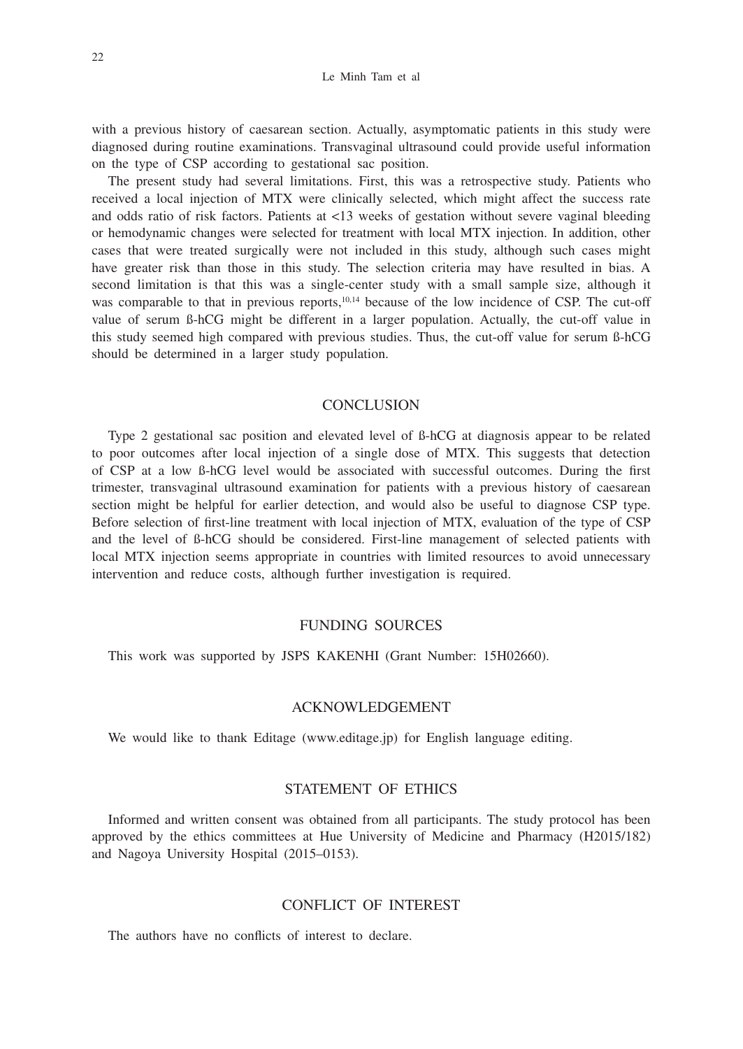with a previous history of caesarean section. Actually, asymptomatic patients in this study were diagnosed during routine examinations. Transvaginal ultrasound could provide useful information on the type of CSP according to gestational sac position.

The present study had several limitations. First, this was a retrospective study. Patients who received a local injection of MTX were clinically selected, which might affect the success rate and odds ratio of risk factors. Patients at <13 weeks of gestation without severe vaginal bleeding or hemodynamic changes were selected for treatment with local MTX injection. In addition, other cases that were treated surgically were not included in this study, although such cases might have greater risk than those in this study. The selection criteria may have resulted in bias. A second limitation is that this was a single-center study with a small sample size, although it was comparable to that in previous reports,[10,14] because of the low incidence of CSP. The cut-off value of serum ß-hCG might be different in a larger population. Actually, the cut-off value in this study seemed high compared with previous studies. Thus, the cut-off value for serum ß-hCG should be determined in a larger study population.

## CONCLUSION

Type 2 gestational sac position and elevated level of ß-hCG at diagnosis appear to be related to poor outcomes after local injection of a single dose of MTX. This suggests that detection of CSP at a low ß-hCG level would be associated with successful outcomes. During the first trimester, transvaginal ultrasound examination for patients with a previous history of caesarean section might be helpful for earlier detection, and would also be useful to diagnose CSP type. Before selection of first-line treatment with local injection of MTX, evaluation of the type of CSP and the level of ß-hCG should be considered. First-line management of selected patients with local MTX injection seems appropriate in countries with limited resources to avoid unnecessary intervention and reduce costs, although further investigation is required.

## FUNDING SOURCES

This work was supported by JSPS KAKENHI (Grant Number: 15H02660).

## ACKNOWLEDGEMENT

We would like to thank Editage (www.editage.jp) for English language editing.

## STATEMENT OF ETHICS

Informed and written consent was obtained from all participants. The study protocol has been approved by the ethics committees at Hue University of Medicine and Pharmacy (H2015/182) and Nagoya University Hospital (2015–0153).

## CONFLICT OF INTEREST

The authors have no conflicts of interest to declare.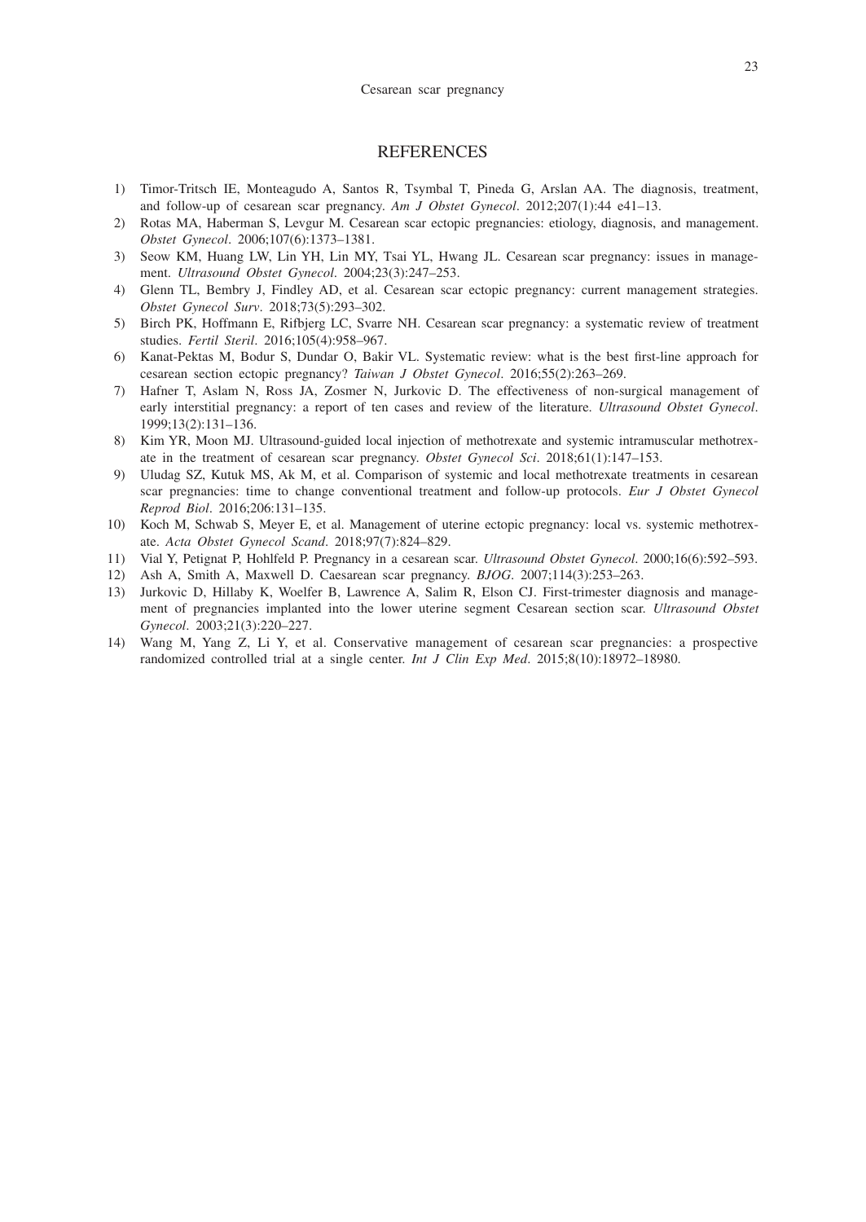## REFERENCES

1) Timor-Tritsch IE, Monteagudo A, Santos R, Tsymbal T, Pineda G, Arslan AA. The diagnosis, treatment, and follow-up of cesarean scar pregnancy. *Am J Obstet Gynecol*. 2012;207(1):44 e41–13.
2) Rotas MA, Haberman S, Levgur M. Cesarean scar ectopic pregnancies: etiology, diagnosis, and management. *Obstet Gynecol*. 2006;107(6):1373–1381.
3) Seow KM, Huang LW, Lin YH, Lin MY, Tsai YL, Hwang JL. Cesarean scar pregnancy: issues in management. *Ultrasound Obstet Gynecol*. 2004;23(3):247–253.
4) Glenn TL, Bembry J, Findley AD, et al. Cesarean scar ectopic pregnancy: current management strategies. *Obstet Gynecol Surv*. 2018;73(5):293–302.
5) Birch PK, Hoffmann E, Rifbjerg LC, Svarre NH. Cesarean scar pregnancy: a systematic review of treatment studies. *Fertil Steril*. 2016;105(4):958–967.
6) Kanat-Pektas M, Bodur S, Dundar O, Bakir VL. Systematic review: what is the best first-line approach for cesarean section ectopic pregnancy? *Taiwan J Obstet Gynecol*. 2016;55(2):263–269.
7) Hafner T, Aslam N, Ross JA, Zosmer N, Jurkovic D. The effectiveness of non-surgical management of early interstitial pregnancy: a report of ten cases and review of the literature. *Ultrasound Obstet Gynecol*. 1999;13(2):131–136.
8) Kim YR, Moon MJ. Ultrasound-guided local injection of methotrexate and systemic intramuscular methotrexate in the treatment of cesarean scar pregnancy. *Obstet Gynecol Sci*. 2018;61(1):147–153.
9) Uludag SZ, Kutuk MS, Ak M, et al. Comparison of systemic and local methotrexate treatments in cesarean scar pregnancies: time to change conventional treatment and follow-up protocols. *Eur J Obstet Gynecol Reprod Biol*. 2016;206:131–135.
10) Koch M, Schwab S, Meyer E, et al. Management of uterine ectopic pregnancy: local vs. systemic methotrexate. *Acta Obstet Gynecol Scand*. 2018;97(7):824–829.
11) Vial Y, Petignat P, Hohlfeld P. Pregnancy in a cesarean scar. *Ultrasound Obstet Gynecol*. 2000;16(6):592–593.
12) Ash A, Smith A, Maxwell D. Caesarean scar pregnancy. *BJOG*. 2007;114(3):253–263.
13) Jurkovic D, Hillaby K, Woelfer B, Lawrence A, Salim R, Elson CJ. First-trimester diagnosis and management of pregnancies implanted into the lower uterine segment Cesarean section scar. *Ultrasound Obstet Gynecol*. 2003;21(3):220–227.
14) Wang M, Yang Z, Li Y, et al. Conservative management of cesarean scar pregnancies: a prospective randomized controlled trial at a single center. *Int J Clin Exp Med*. 2015;8(10):18972–18980.